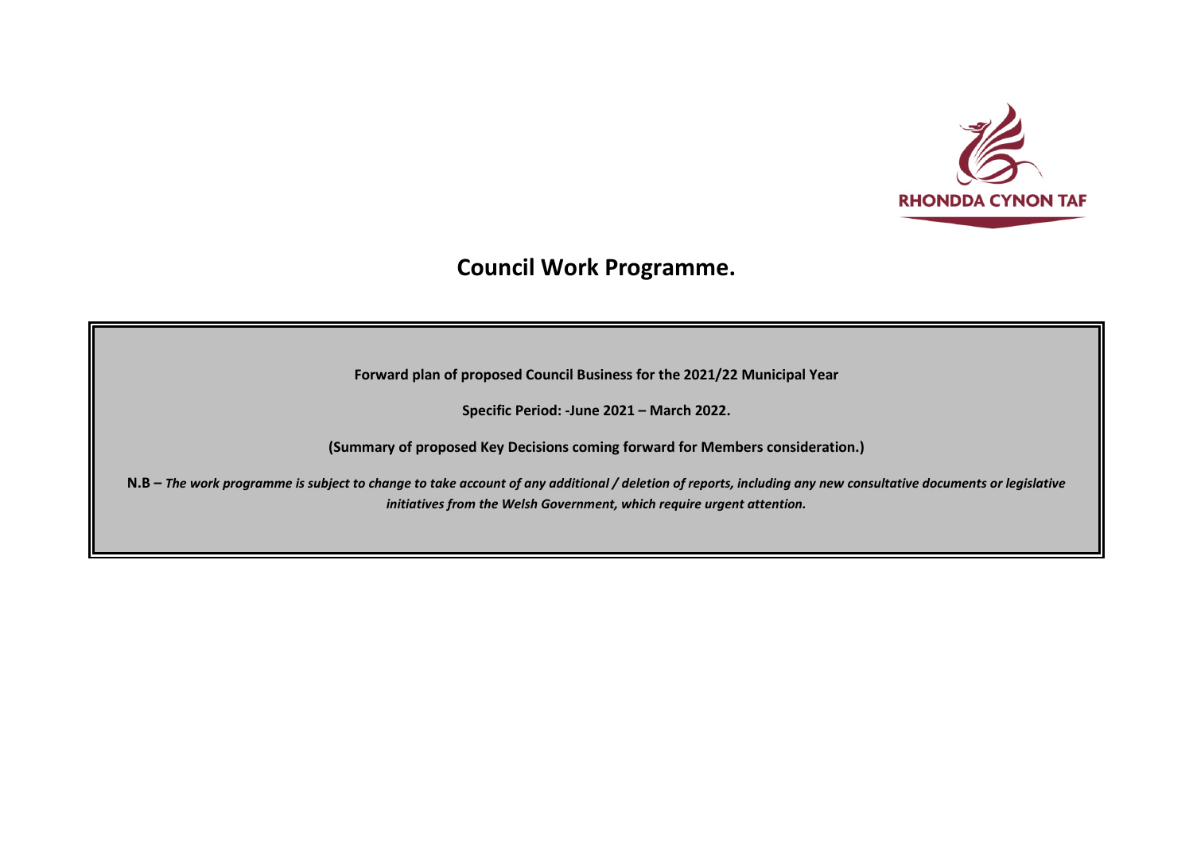RHONDDA CYNON TAF

# Council Work Programme.

**Forward plan of proposed Council Business for the 2021/22 Municipal Year**

**Specific Period: -June 2021 – March 2022.**

**(Summary of proposed Key Decisions coming forward for Members consideration.)**

**N.B –** ***The work programme is subject to change to take account of any additional / deletion of reports, including any new consultative documents or legislative initiatives from the Welsh Government, which require urgent attention.***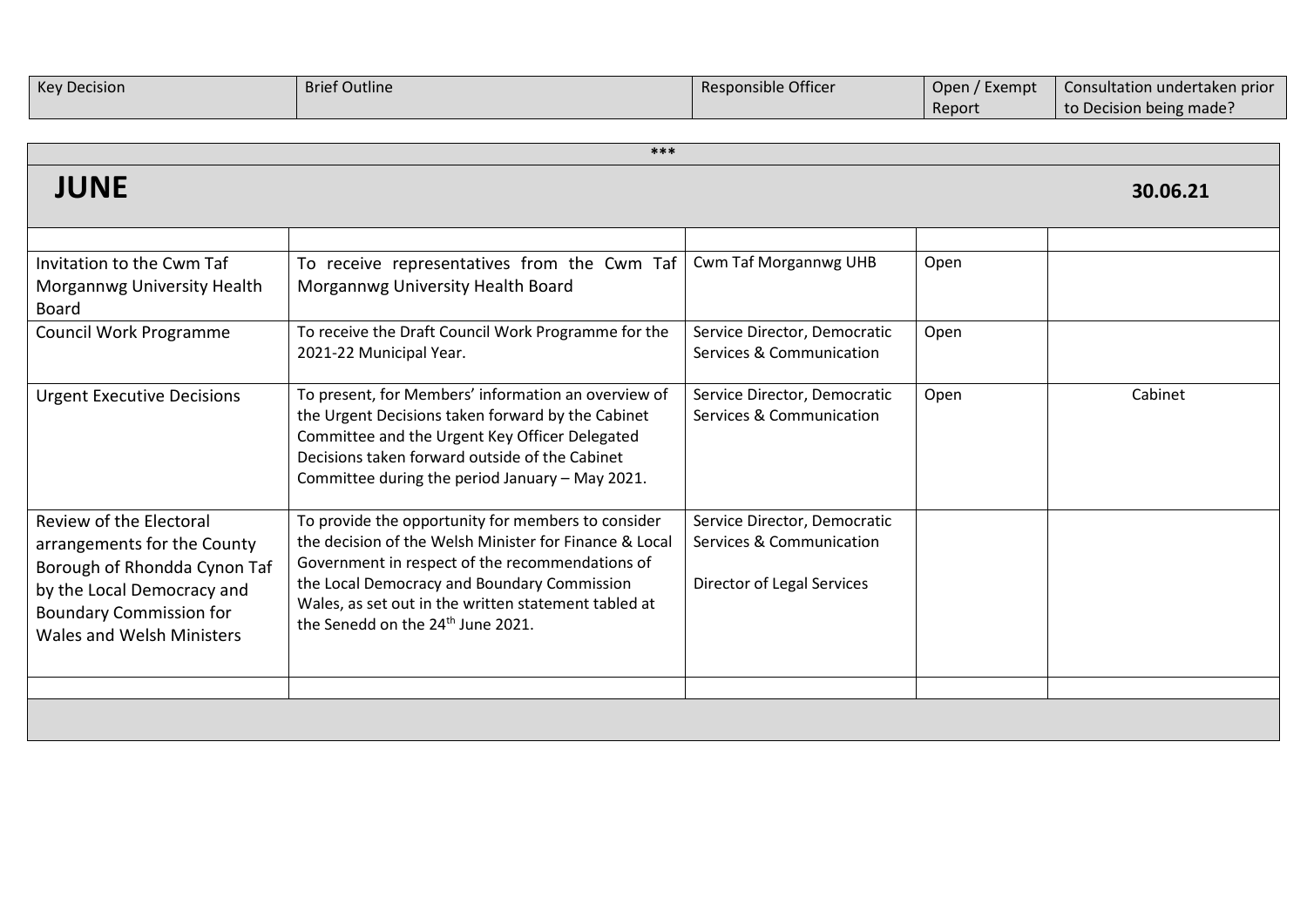| Key Decision | Brief Outline | Responsible Officer | Open / Exempt Report | Consultation undertaken prior to Decision being made? |
|---|---|---|---|---|

***

## JUNE

**30.06.21**

| | | | | |
|---|---|---|---|---|
| Invitation to the Cwm Taf Morgannwg University Health Board | To receive representatives from the Cwm Taf Morgannwg University Health Board | Cwm Taf Morgannwg UHB | Open | |
| Council Work Programme | To receive the Draft Council Work Programme for the 2021-22 Municipal Year. | Service Director, Democratic Services & Communication | Open | |
| Urgent Executive Decisions | To present, for Members' information an overview of the Urgent Decisions taken forward by the Cabinet Committee and the Urgent Key Officer Delegated Decisions taken forward outside of the Cabinet Committee during the period January – May 2021. | Service Director, Democratic Services & Communication | Open | Cabinet |
| Review of the Electoral arrangements for the County Borough of Rhondda Cynon Taf by the Local Democracy and Boundary Commission for Wales and Welsh Ministers | To provide the opportunity for members to consider the decision of the Welsh Minister for Finance & Local Government in respect of the recommendations of the Local Democracy and Boundary Commission Wales, as set out in the written statement tabled at the Senedd on the 24th June 2021. | Service Director, Democratic Services & Communication<br><br>Director of Legal Services | | |
| | | | | |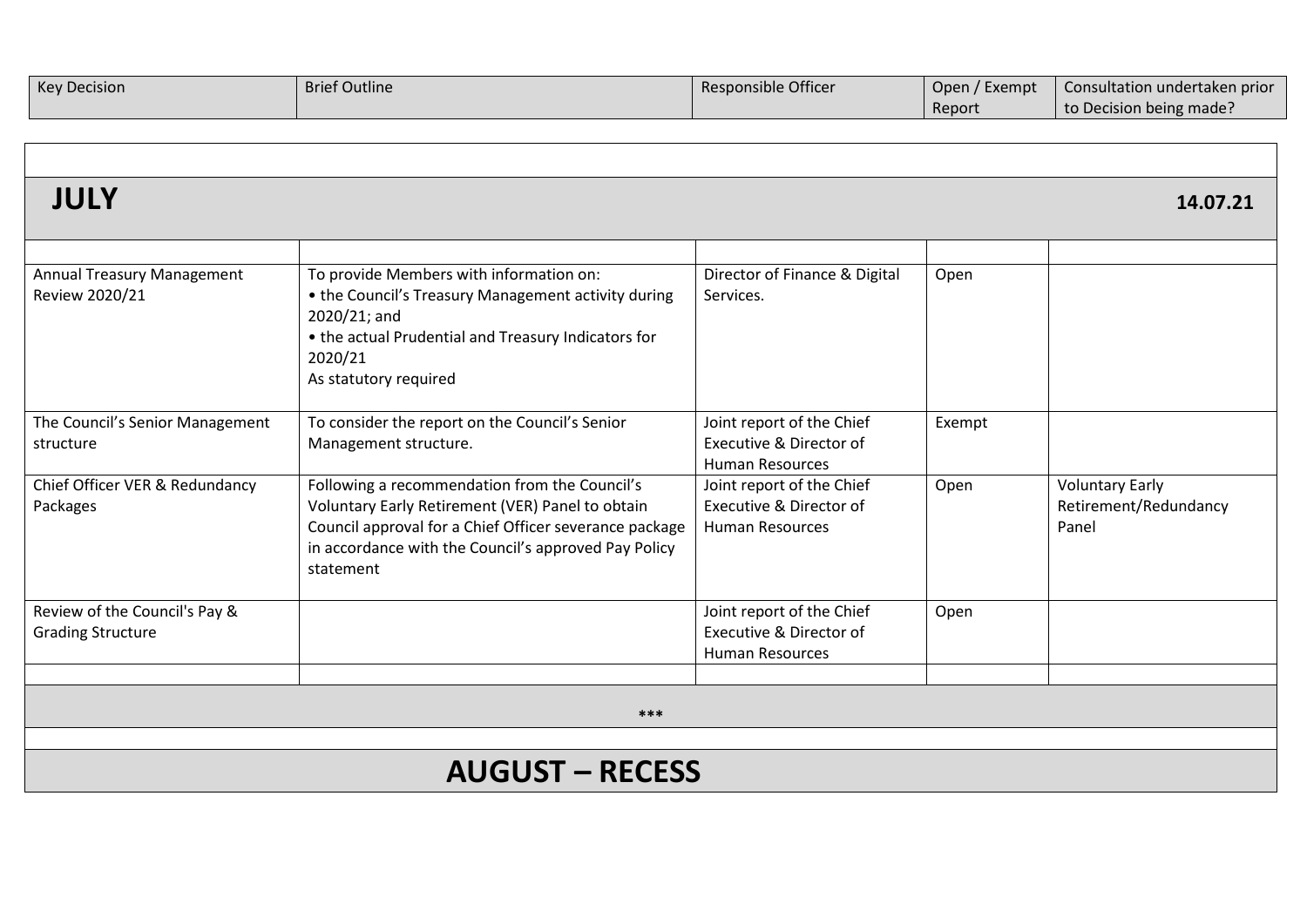| Key Decision | Brief Outline | Responsible Officer | Open / Exempt Report | Consultation undertaken prior to Decision being made? |
| --- | --- | --- | --- | --- |
| **JULY** | | | | **14.07.21** |
| | | | | |
| Annual Treasury Management Review 2020/21 | To provide Members with information on:<br>• the Council's Treasury Management activity during 2020/21; and<br>• the actual Prudential and Treasury Indicators for 2020/21<br>As statutory required | Director of Finance & Digital Services. | Open | |
| The Council's Senior Management structure | To consider the report on the Council's Senior Management structure. | Joint report of the Chief Executive & Director of Human Resources | Exempt | |
| Chief Officer VER & Redundancy Packages | Following a recommendation from the Council's Voluntary Early Retirement (VER) Panel to obtain Council approval for a Chief Officer severance package in accordance with the Council's approved Pay Policy statement | Joint report of the Chief Executive & Director of Human Resources | Open | Voluntary Early Retirement/Redundancy Panel |
| Review of the Council's Pay & Grading Structure | | Joint report of the Chief Executive & Director of Human Resources | Open | |
| | | | | |
| *** | | | | |
| | | | | |
| **AUGUST – RECESS** | | | | |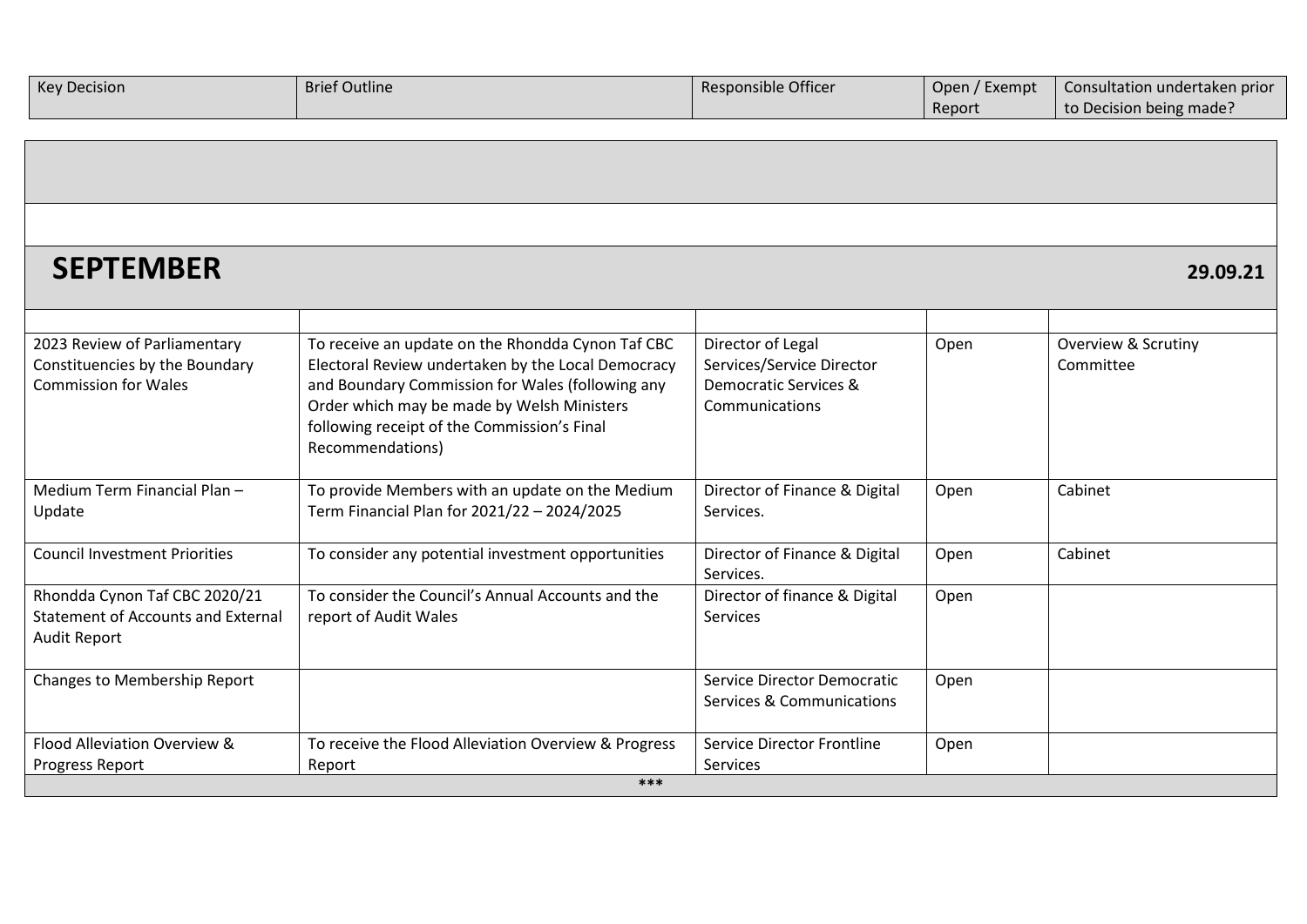| Key Decision | Brief Outline | Responsible Officer | Open / Exempt Report | Consultation undertaken prior to Decision being made? |
|---|---|---|---|---|

## SEPTEMBER

**29.09.21**

| Key Decision | Brief Outline | Responsible Officer | Open / Exempt Report | Consultation undertaken prior to Decision being made? |
|---|---|---|---|---|
| 2023 Review of Parliamentary Constituencies by the Boundary Commission for Wales | To receive an update on the Rhondda Cynon Taf CBC Electoral Review undertaken by the Local Democracy and Boundary Commission for Wales (following any Order which may be made by Welsh Ministers following receipt of the Commission's Final Recommendations) | Director of Legal Services/Service Director Democratic Services & Communications | Open | Overview & Scrutiny Committee |
| Medium Term Financial Plan – Update | To provide Members with an update on the Medium Term Financial Plan for 2021/22 – 2024/2025 | Director of Finance & Digital Services. | Open | Cabinet |
| Council Investment Priorities | To consider any potential investment opportunities | Director of Finance & Digital Services. | Open | Cabinet |
| Rhondda Cynon Taf CBC 2020/21 Statement of Accounts and External Audit Report | To consider the Council's Annual Accounts and the report of Audit Wales | Director of finance & Digital Services | Open | |
| Changes to Membership Report | | Service Director Democratic Services & Communications | Open | |
| Flood Alleviation Overview & Progress Report | To receive the Flood Alleviation Overview & Progress Report | Service Director Frontline Services | Open | |

***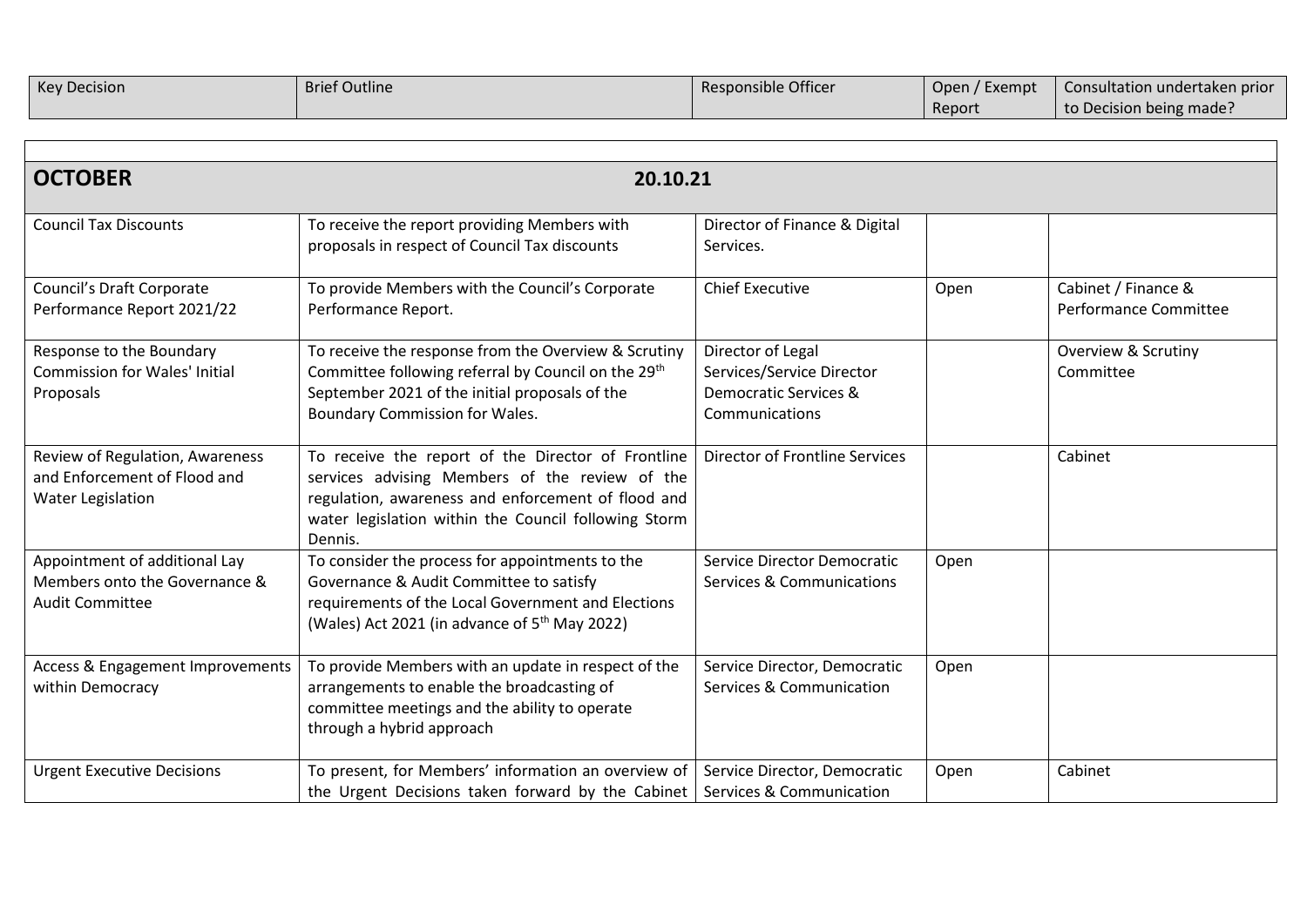| Key Decision | Brief Outline | Responsible Officer | Open / Exempt Report | Consultation undertaken prior to Decision being made? |
|---|---|---|---|---|
| **OCTOBER** | **20.10.21** | | | |
| Council Tax Discounts | To receive the report providing Members with proposals in respect of Council Tax discounts | Director of Finance & Digital Services. | | |
| Council's Draft Corporate Performance Report 2021/22 | To provide Members with the Council's Corporate Performance Report. | Chief Executive | Open | Cabinet / Finance & Performance Committee |
| Response to the Boundary Commission for Wales' Initial Proposals | To receive the response from the Overview & Scrutiny Committee following referral by Council on the 29th September 2021 of the initial proposals of the Boundary Commission for Wales. | Director of Legal Services/Service Director Democratic Services & Communications | | Overview & Scrutiny Committee |
| Review of Regulation, Awareness and Enforcement of Flood and Water Legislation | To receive the report of the Director of Frontline services advising Members of the review of the regulation, awareness and enforcement of flood and water legislation within the Council following Storm Dennis. | Director of Frontline Services | | Cabinet |
| Appointment of additional Lay Members onto the Governance & Audit Committee | To consider the process for appointments to the Governance & Audit Committee to satisfy requirements of the Local Government and Elections (Wales) Act 2021 (in advance of 5th May 2022) | Service Director Democratic Services & Communications | Open | |
| Access & Engagement Improvements within Democracy | To provide Members with an update in respect of the arrangements to enable the broadcasting of committee meetings and the ability to operate through a hybrid approach | Service Director, Democratic Services & Communication | Open | |
| Urgent Executive Decisions | To present, for Members' information an overview of the Urgent Decisions taken forward by the Cabinet | Service Director, Democratic Services & Communication | Open | Cabinet |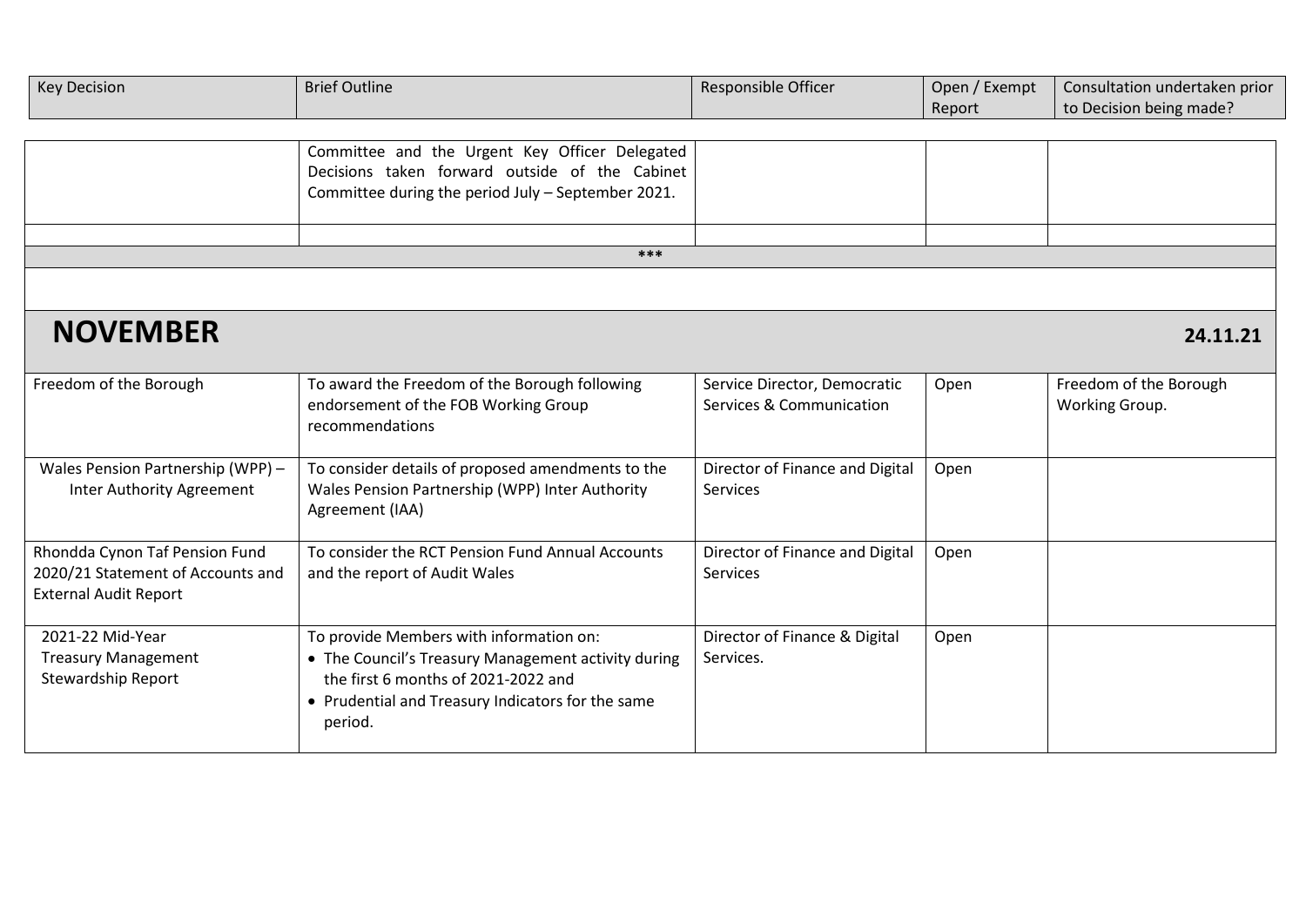| Key Decision | Brief Outline | Responsible Officer | Open / Exempt Report | Consultation undertaken prior to Decision being made? |
|---|---|---|---|---|
| | Committee and the Urgent Key Officer Delegated Decisions taken forward outside of the Cabinet Committee during the period July – September 2021. | | | |
| | | | | |
| *** | | | | |
| **NOVEMBER** | | | | **24.11.21** |
| Freedom of the Borough | To award the Freedom of the Borough following endorsement of the FOB Working Group recommendations | Service Director, Democratic Services & Communication | Open | Freedom of the Borough Working Group. |
| Wales Pension Partnership (WPP) – Inter Authority Agreement | To consider details of proposed amendments to the Wales Pension Partnership (WPP) Inter Authority Agreement (IAA) | Director of Finance and Digital Services | Open | |
| Rhondda Cynon Taf Pension Fund 2020/21 Statement of Accounts and External Audit Report | To consider the RCT Pension Fund Annual Accounts and the report of Audit Wales | Director of Finance and Digital Services | Open | |
| 2021-22 Mid-Year Treasury Management Stewardship Report | To provide Members with information on:<br>• The Council's Treasury Management activity during the first 6 months of 2021-2022 and<br>• Prudential and Treasury Indicators for the same period. | Director of Finance & Digital Services. | Open | |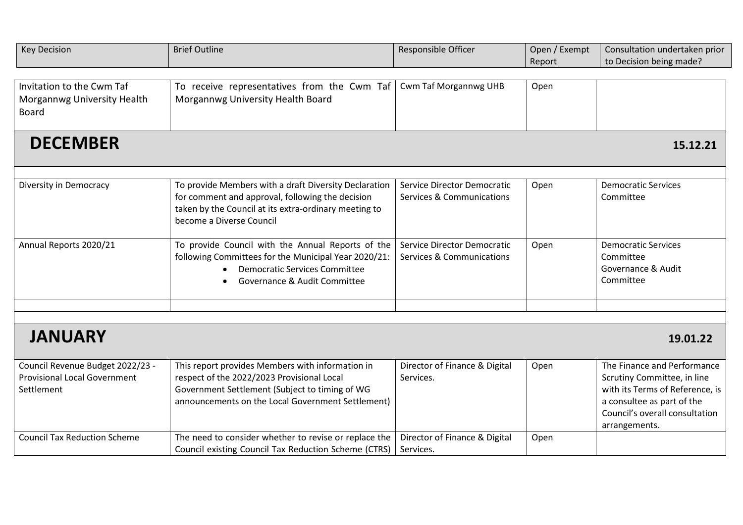| Key Decision | Brief Outline | Responsible Officer | Open / Exempt Report | Consultation undertaken prior to Decision being made? |
|---|---|---|---|---|
| Invitation to the Cwm Taf Morgannwg University Health Board | To receive representatives from the Cwm Taf Morgannwg University Health Board | Cwm Taf Morgannwg UHB | Open | |
| **DECEMBER** | | | | **15.12.21** |
| | | | | |
| Diversity in Democracy | To provide Members with a draft Diversity Declaration for comment and approval, following the decision taken by the Council at its extra-ordinary meeting to become a Diverse Council | Service Director Democratic Services & Communications | Open | Democratic Services Committee |
| Annual Reports 2020/21 | To provide Council with the Annual Reports of the following Committees for the Municipal Year 2020/21:<br>• Democratic Services Committee<br>• Governance & Audit Committee | Service Director Democratic Services & Communications | Open | Democratic Services Committee<br>Governance & Audit Committee |
| | | | | |
| **JANUARY** | | | | **19.01.22** |
| Council Revenue Budget 2022/23 - Provisional Local Government Settlement | This report provides Members with information in respect of the 2022/2023 Provisional Local Government Settlement (Subject to timing of WG announcements on the Local Government Settlement) | Director of Finance & Digital Services. | Open | The Finance and Performance Scrutiny Committee, in line with its Terms of Reference, is a consultee as part of the Council's overall consultation arrangements. |
| Council Tax Reduction Scheme | The need to consider whether to revise or replace the Council existing Council Tax Reduction Scheme (CTRS) | Director of Finance & Digital Services. | Open | |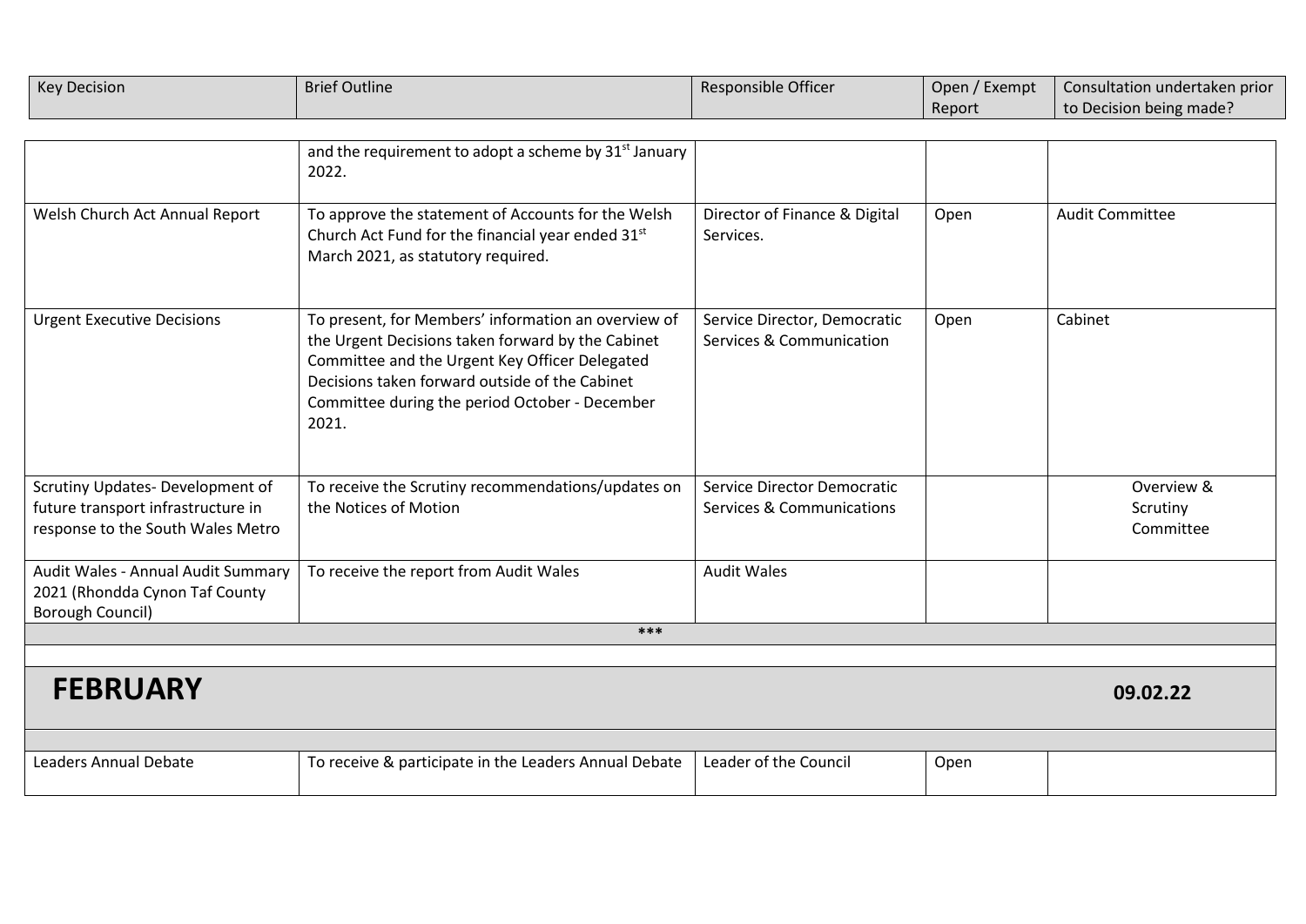| Key Decision | Brief Outline | Responsible Officer | Open / Exempt Report | Consultation undertaken prior to Decision being made? |
|---|---|---|---|---|
| | and the requirement to adopt a scheme by 31st January 2022. | | | |
| Welsh Church Act Annual Report | To approve the statement of Accounts for the Welsh Church Act Fund for the financial year ended 31st March 2021, as statutory required. | Director of Finance & Digital Services. | Open | Audit Committee |
| Urgent Executive Decisions | To present, for Members' information an overview of the Urgent Decisions taken forward by the Cabinet Committee and the Urgent Key Officer Delegated Decisions taken forward outside of the Cabinet Committee during the period October - December 2021. | Service Director, Democratic Services & Communication | Open | Cabinet |
| Scrutiny Updates- Development of future transport infrastructure in response to the South Wales Metro | To receive the Scrutiny recommendations/updates on the Notices of Motion | Service Director Democratic Services & Communications | | Overview & Scrutiny Committee |
| Audit Wales - Annual Audit Summary 2021 (Rhondda Cynon Taf County Borough Council) | To receive the report from Audit Wales | Audit Wales | | |

***

## FEBRUARY

**09.02.22**

| Key Decision | Brief Outline | Responsible Officer | Open / Exempt Report | Consultation undertaken prior to Decision being made? |
|---|---|---|---|---|
| Leaders Annual Debate | To receive & participate in the Leaders Annual Debate | Leader of the Council | Open | |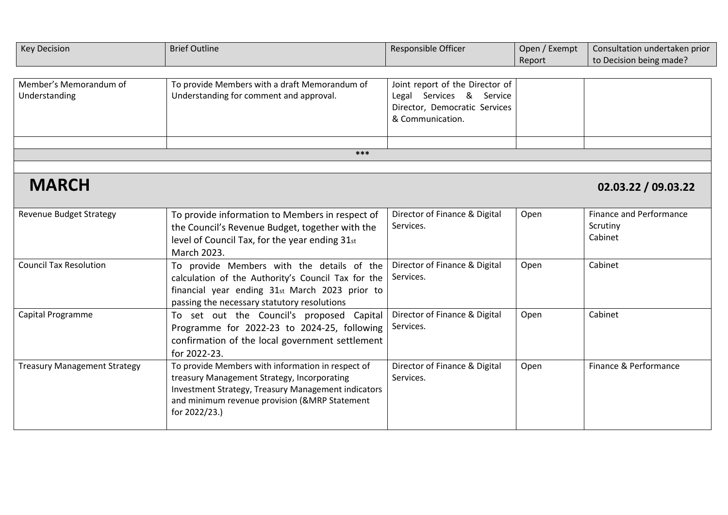| Key Decision | Brief Outline | Responsible Officer | Open / Exempt Report | Consultation undertaken prior to Decision being made? |
|---|---|---|---|---|
| Member's Memorandum of Understanding | To provide Members with a draft Memorandum of Understanding for comment and approval. | Joint report of the Director of Legal Services & Service Director, Democratic Services & Communication. | | |
| | | | | |

***

## MARCH

**02.03.22 / 09.03.22**

| Key Decision | Brief Outline | Responsible Officer | Open / Exempt Report | Consultation undertaken prior to Decision being made? |
|---|---|---|---|---|
| Revenue Budget Strategy | To provide information to Members in respect of the Council's Revenue Budget, together with the level of Council Tax, for the year ending 31st March 2023. | Director of Finance & Digital Services. | Open | Finance and Performance Scrutiny Cabinet |
| Council Tax Resolution | To provide Members with the details of the calculation of the Authority's Council Tax for the financial year ending 31st March 2023 prior to passing the necessary statutory resolutions | Director of Finance & Digital Services. | Open | Cabinet |
| Capital Programme | To set out the Council's proposed Capital Programme for 2022-23 to 2024-25, following confirmation of the local government settlement for 2022-23. | Director of Finance & Digital Services. | Open | Cabinet |
| Treasury Management Strategy | To provide Members with information in respect of treasury Management Strategy, Incorporating Investment Strategy, Treasury Management indicators and minimum revenue provision (&MRP Statement for 2022/23.) | Director of Finance & Digital Services. | Open | Finance & Performance |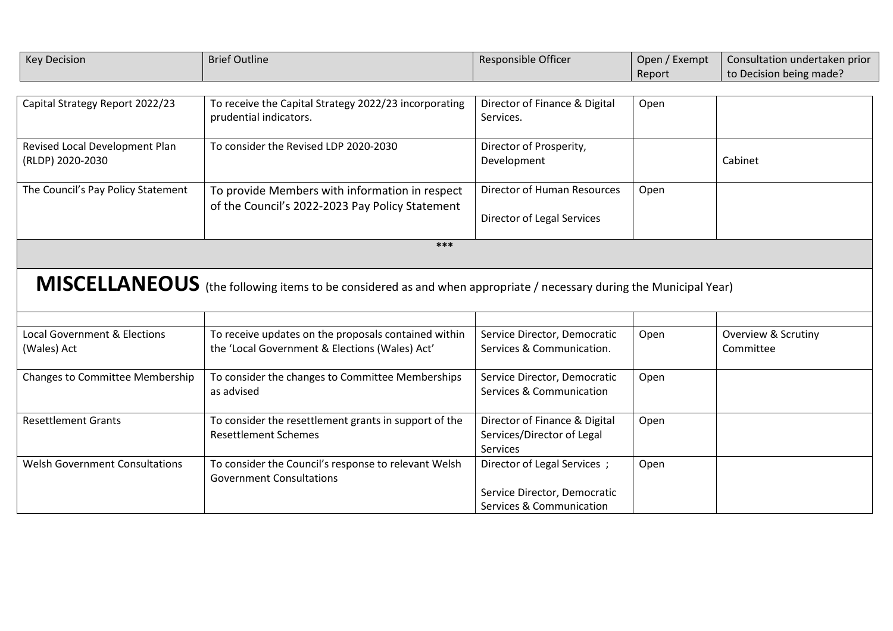| Key Decision | Brief Outline | Responsible Officer | Open / Exempt Report | Consultation undertaken prior to Decision being made? |
|---|---|---|---|---|
| Capital Strategy Report 2022/23 | To receive the Capital Strategy 2022/23 incorporating prudential indicators. | Director of Finance & Digital Services. | Open | |
| Revised Local Development Plan (RLDP) 2020-2030 | To consider the Revised LDP 2020-2030 | Director of Prosperity, Development | | Cabinet |
| The Council's Pay Policy Statement | To provide Members with information in respect of the Council's 2022-2023 Pay Policy Statement | Director of Human Resources<br><br>Director of Legal Services | Open | |
| *** | | | | |

**MISCELLANEOUS** (the following items to be considered as and when appropriate / necessary during the Municipal Year)

| Key Decision | Brief Outline | Responsible Officer | Open / Exempt Report | Consultation undertaken prior to Decision being made? |
|---|---|---|---|---|
| Local Government & Elections (Wales) Act | To receive updates on the proposals contained within the 'Local Government & Elections (Wales) Act' | Service Director, Democratic Services & Communication. | Open | Overview & Scrutiny Committee |
| Changes to Committee Membership | To consider the changes to Committee Memberships as advised | Service Director, Democratic Services & Communication | Open | |
| Resettlement Grants | To consider the resettlement grants in support of the Resettlement Schemes | Director of Finance & Digital Services/Director of Legal Services | Open | |
| Welsh Government Consultations | To consider the Council's response to relevant Welsh Government Consultations | Director of Legal Services ;<br><br>Service Director, Democratic Services & Communication | Open | |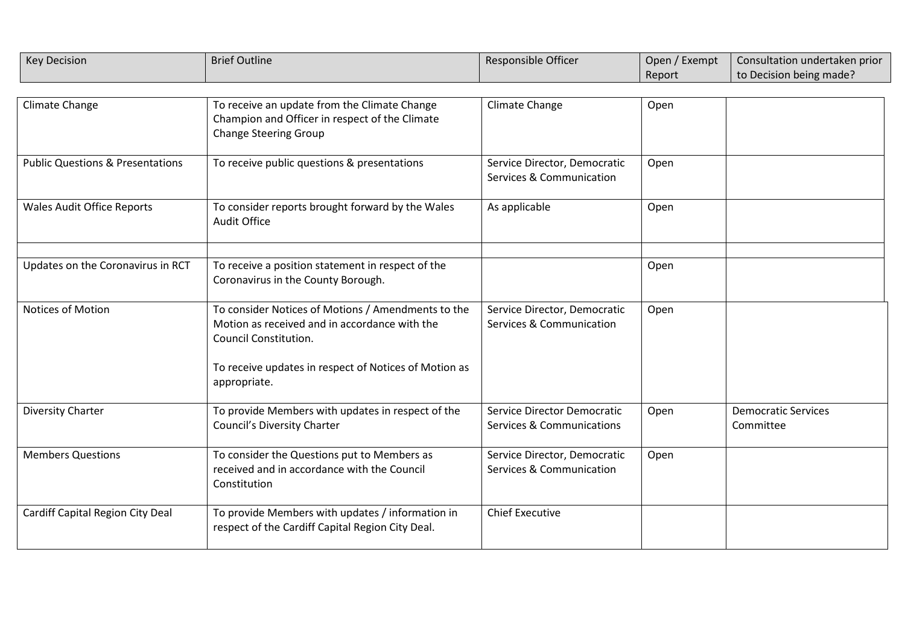| Key Decision | Brief Outline | Responsible Officer | Open / Exempt Report | Consultation undertaken prior to Decision being made? |
|---|---|---|---|---|
| Climate Change | To receive an update from the Climate Change Champion and Officer in respect of the Climate Change Steering Group | Climate Change | Open | |
| Public Questions & Presentations | To receive public questions & presentations | Service Director, Democratic Services & Communication | Open | |
| Wales Audit Office Reports | To consider reports brought forward by the Wales Audit Office | As applicable | Open | |
| | | | | |
| Updates on the Coronavirus in RCT | To receive a position statement in respect of the Coronavirus in the County Borough. | | Open | |
| Notices of Motion | To consider Notices of Motions / Amendments to the Motion as received and in accordance with the Council Constitution.<br><br>To receive updates in respect of Notices of Motion as appropriate. | Service Director, Democratic Services & Communication | Open | |
| Diversity Charter | To provide Members with updates in respect of the Council's Diversity Charter | Service Director Democratic Services & Communications | Open | Democratic Services Committee |
| Members Questions | To consider the Questions put to Members as received and in accordance with the Council Constitution | Service Director, Democratic Services & Communication | Open | |
| Cardiff Capital Region City Deal | To provide Members with updates / information in respect of the Cardiff Capital Region City Deal. | Chief Executive | | |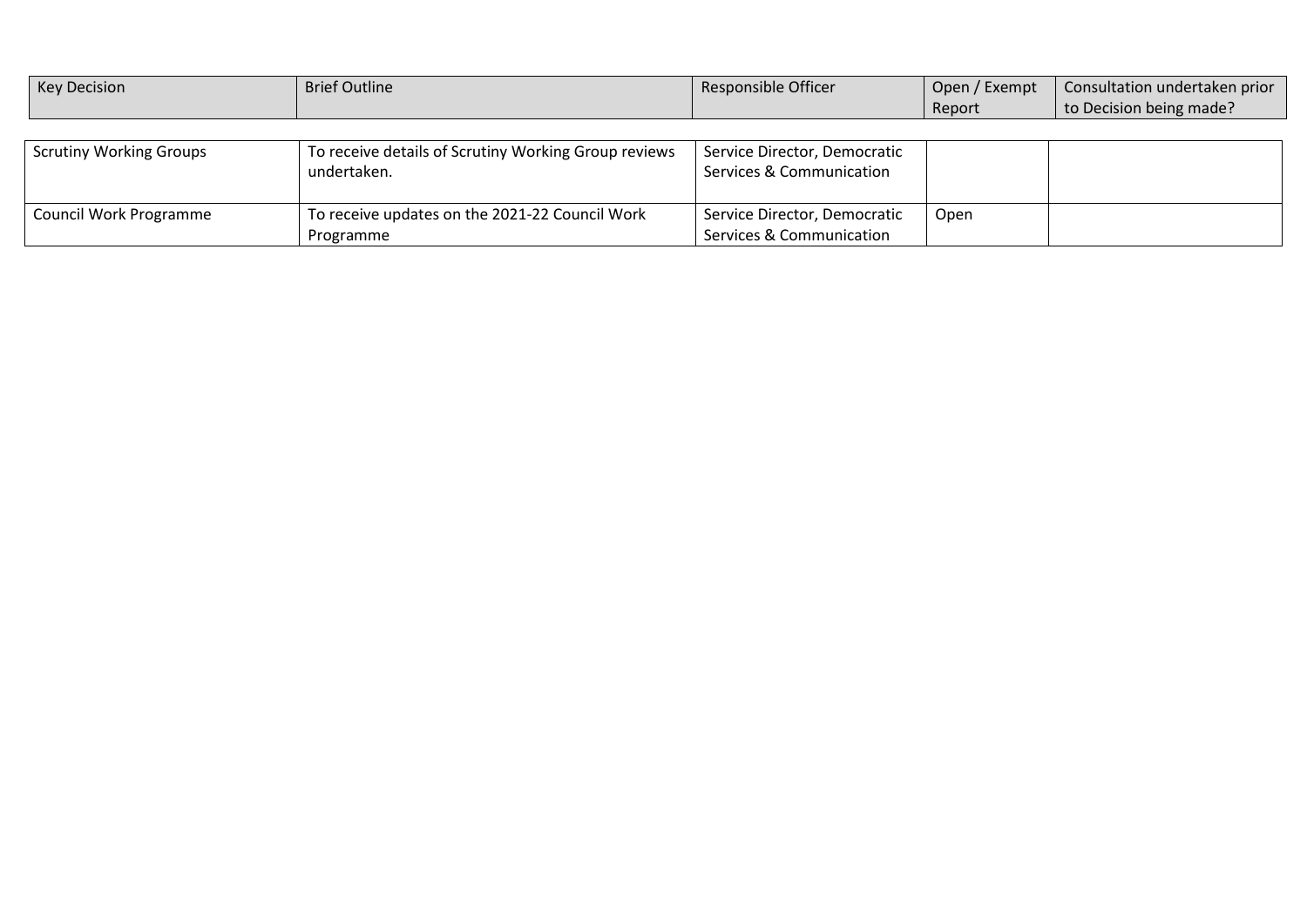| Key Decision | Brief Outline | Responsible Officer | Open / Exempt Report | Consultation undertaken prior to Decision being made? |
| --- | --- | --- | --- | --- |
| Scrutiny Working Groups | To receive details of Scrutiny Working Group reviews undertaken. | Service Director, Democratic Services & Communication | | |
| Council Work Programme | To receive updates on the 2021-22 Council Work Programme | Service Director, Democratic Services & Communication | Open | |